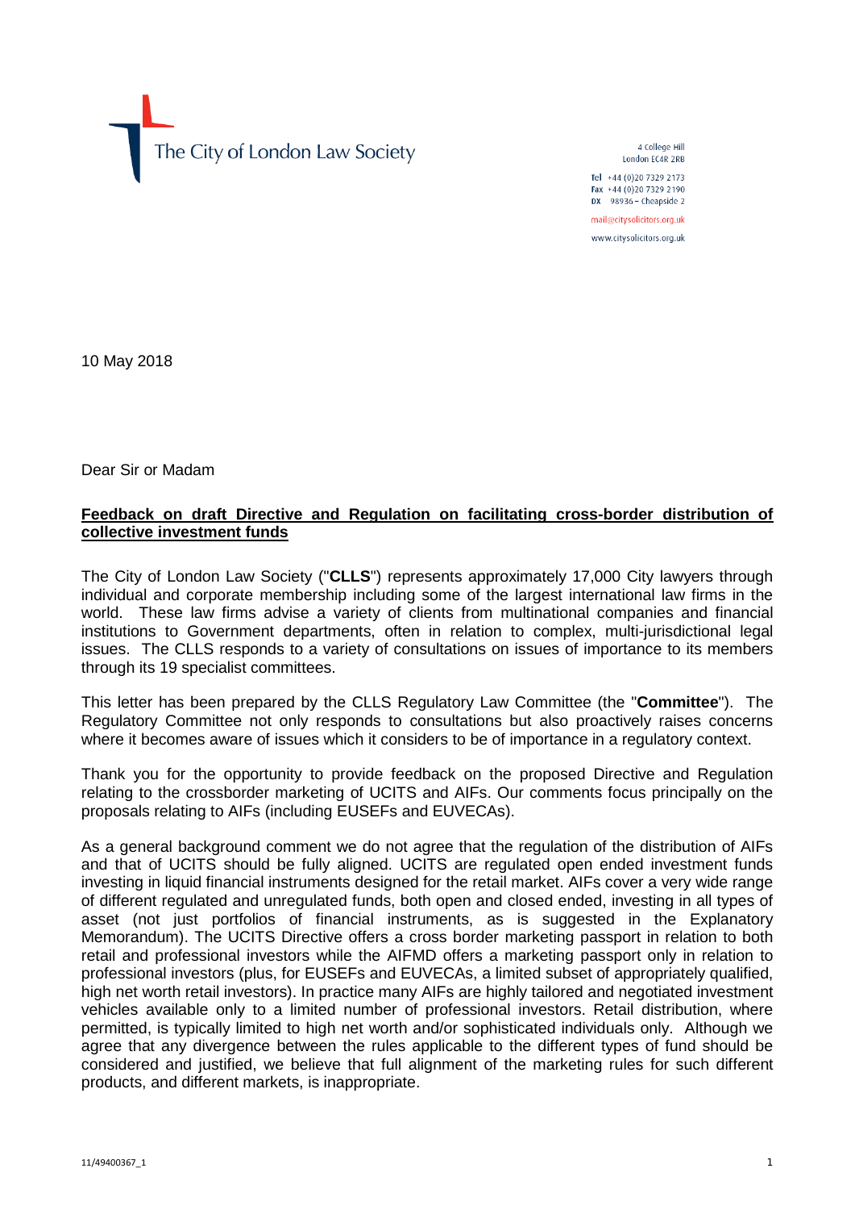The City of London Law Society

4 College Hill
London EC4R 2RB

Tel +44 (0)20 7329 2173
Fax +44 (0)20 7329 2190
DX 98936 – Cheapside 2

mail@citysolicitors.org.uk

www.citysolicitors.org.uk

10 May 2018

Dear Sir or Madam

**Feedback on draft Directive and Regulation on facilitating cross-border distribution of collective investment funds**

The City of London Law Society ("**CLLS**") represents approximately 17,000 City lawyers through individual and corporate membership including some of the largest international law firms in the world. These law firms advise a variety of clients from multinational companies and financial institutions to Government departments, often in relation to complex, multi-jurisdictional legal issues. The CLLS responds to a variety of consultations on issues of importance to its members through its 19 specialist committees.

This letter has been prepared by the CLLS Regulatory Law Committee (the "**Committee**"). The Regulatory Committee not only responds to consultations but also proactively raises concerns where it becomes aware of issues which it considers to be of importance in a regulatory context.

Thank you for the opportunity to provide feedback on the proposed Directive and Regulation relating to the crossborder marketing of UCITS and AIFs. Our comments focus principally on the proposals relating to AIFs (including EUSEFs and EUVECAs).

As a general background comment we do not agree that the regulation of the distribution of AIFs and that of UCITS should be fully aligned. UCITS are regulated open ended investment funds investing in liquid financial instruments designed for the retail market. AIFs cover a very wide range of different regulated and unregulated funds, both open and closed ended, investing in all types of asset (not just portfolios of financial instruments, as is suggested in the Explanatory Memorandum). The UCITS Directive offers a cross border marketing passport in relation to both retail and professional investors while the AIFMD offers a marketing passport only in relation to professional investors (plus, for EUSEFs and EUVECAs, a limited subset of appropriately qualified, high net worth retail investors). In practice many AIFs are highly tailored and negotiated investment vehicles available only to a limited number of professional investors. Retail distribution, where permitted, is typically limited to high net worth and/or sophisticated individuals only. Although we agree that any divergence between the rules applicable to the different types of fund should be considered and justified, we believe that full alignment of the marketing rules for such different products, and different markets, is inappropriate.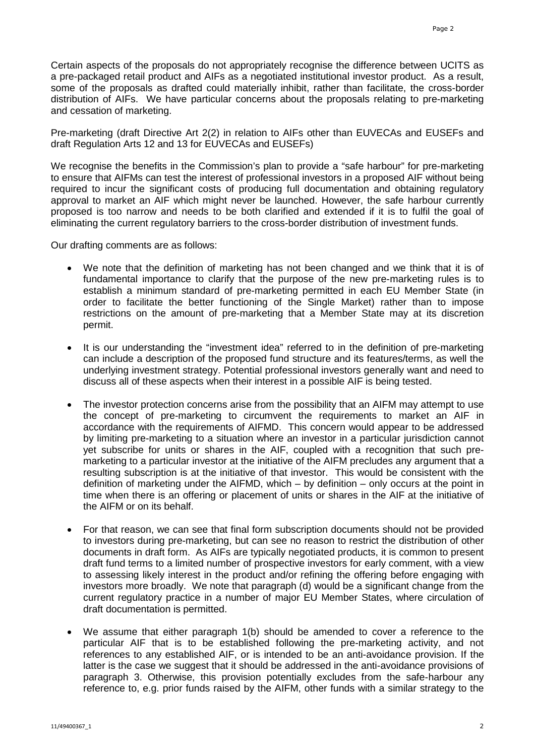Certain aspects of the proposals do not appropriately recognise the difference between UCITS as a pre-packaged retail product and AIFs as a negotiated institutional investor product. As a result, some of the proposals as drafted could materially inhibit, rather than facilitate, the cross-border distribution of AIFs. We have particular concerns about the proposals relating to pre-marketing and cessation of marketing.

Pre-marketing (draft Directive Art 2(2) in relation to AIFs other than EUVECAs and EUSEFs and draft Regulation Arts 12 and 13 for EUVECAs and EUSEFs)

We recognise the benefits in the Commission's plan to provide a "safe harbour" for pre-marketing to ensure that AIFMs can test the interest of professional investors in a proposed AIF without being required to incur the significant costs of producing full documentation and obtaining regulatory approval to market an AIF which might never be launched. However, the safe harbour currently proposed is too narrow and needs to be both clarified and extended if it is to fulfil the goal of eliminating the current regulatory barriers to the cross-border distribution of investment funds.

Our drafting comments are as follows:

- We note that the definition of marketing has not been changed and we think that it is of fundamental importance to clarify that the purpose of the new pre-marketing rules is to establish a minimum standard of pre-marketing permitted in each EU Member State (in order to facilitate the better functioning of the Single Market) rather than to impose restrictions on the amount of pre-marketing that a Member State may at its discretion permit.

- It is our understanding the "investment idea" referred to in the definition of pre-marketing can include a description of the proposed fund structure and its features/terms, as well the underlying investment strategy. Potential professional investors generally want and need to discuss all of these aspects when their interest in a possible AIF is being tested.

- The investor protection concerns arise from the possibility that an AIFM may attempt to use the concept of pre-marketing to circumvent the requirements to market an AIF in accordance with the requirements of AIFMD. This concern would appear to be addressed by limiting pre-marketing to a situation where an investor in a particular jurisdiction cannot yet subscribe for units or shares in the AIF, coupled with a recognition that such pre-marketing to a particular investor at the initiative of the AIFM precludes any argument that a resulting subscription is at the initiative of that investor. This would be consistent with the definition of marketing under the AIFMD, which – by definition – only occurs at the point in time when there is an offering or placement of units or shares in the AIF at the initiative of the AIFM or on its behalf.

- For that reason, we can see that final form subscription documents should not be provided to investors during pre-marketing, but can see no reason to restrict the distribution of other documents in draft form. As AIFs are typically negotiated products, it is common to present draft fund terms to a limited number of prospective investors for early comment, with a view to assessing likely interest in the product and/or refining the offering before engaging with investors more broadly. We note that paragraph (d) would be a significant change from the current regulatory practice in a number of major EU Member States, where circulation of draft documentation is permitted.

- We assume that either paragraph 1(b) should be amended to cover a reference to the particular AIF that is to be established following the pre-marketing activity, and not references to any established AIF, or is intended to be an anti-avoidance provision. If the latter is the case we suggest that it should be addressed in the anti-avoidance provisions of paragraph 3. Otherwise, this provision potentially excludes from the safe-harbour any reference to, e.g. prior funds raised by the AIFM, other funds with a similar strategy to the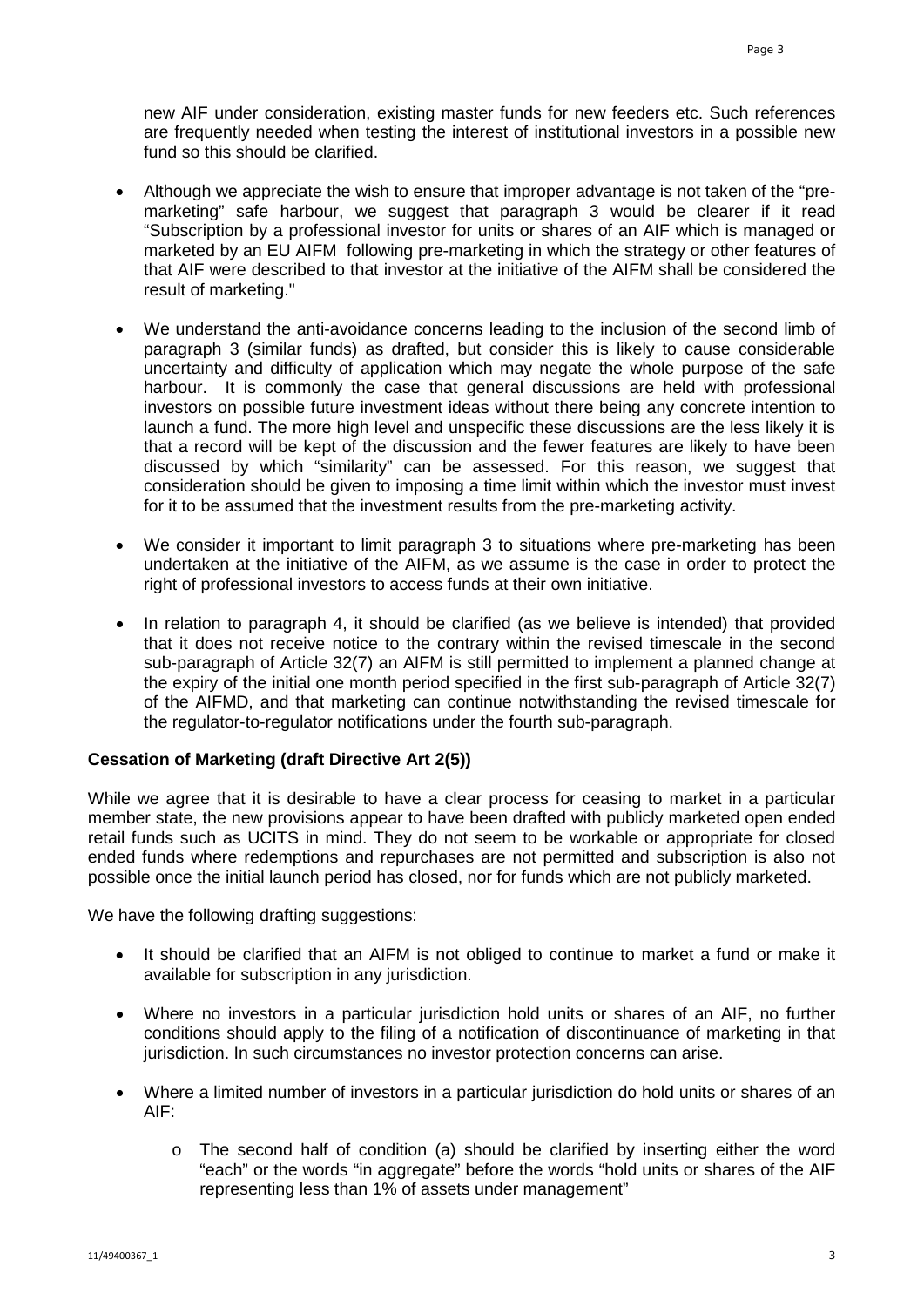new AIF under consideration, existing master funds for new feeders etc. Such references are frequently needed when testing the interest of institutional investors in a possible new fund so this should be clarified.

- Although we appreciate the wish to ensure that improper advantage is not taken of the "pre-marketing" safe harbour, we suggest that paragraph 3 would be clearer if it read "Subscription by a professional investor for units or shares of an AIF which is managed or marketed by an EU AIFM following pre-marketing in which the strategy or other features of that AIF were described to that investor at the initiative of the AIFM shall be considered the result of marketing."

- We understand the anti-avoidance concerns leading to the inclusion of the second limb of paragraph 3 (similar funds) as drafted, but consider this is likely to cause considerable uncertainty and difficulty of application which may negate the whole purpose of the safe harbour. It is commonly the case that general discussions are held with professional investors on possible future investment ideas without there being any concrete intention to launch a fund. The more high level and unspecific these discussions are the less likely it is that a record will be kept of the discussion and the fewer features are likely to have been discussed by which "similarity" can be assessed. For this reason, we suggest that consideration should be given to imposing a time limit within which the investor must invest for it to be assumed that the investment results from the pre-marketing activity.

- We consider it important to limit paragraph 3 to situations where pre-marketing has been undertaken at the initiative of the AIFM, as we assume is the case in order to protect the right of professional investors to access funds at their own initiative.

- In relation to paragraph 4, it should be clarified (as we believe is intended) that provided that it does not receive notice to the contrary within the revised timescale in the second sub-paragraph of Article 32(7) an AIFM is still permitted to implement a planned change at the expiry of the initial one month period specified in the first sub-paragraph of Article 32(7) of the AIFMD, and that marketing can continue notwithstanding the revised timescale for the regulator-to-regulator notifications under the fourth sub-paragraph.

**Cessation of Marketing (draft Directive Art 2(5))**

While we agree that it is desirable to have a clear process for ceasing to market in a particular member state, the new provisions appear to have been drafted with publicly marketed open ended retail funds such as UCITS in mind. They do not seem to be workable or appropriate for closed ended funds where redemptions and repurchases are not permitted and subscription is also not possible once the initial launch period has closed, nor for funds which are not publicly marketed.

We have the following drafting suggestions:

- It should be clarified that an AIFM is not obliged to continue to market a fund or make it available for subscription in any jurisdiction.

- Where no investors in a particular jurisdiction hold units or shares of an AIF, no further conditions should apply to the filing of a notification of discontinuance of marketing in that jurisdiction. In such circumstances no investor protection concerns can arise.

- Where a limited number of investors in a particular jurisdiction do hold units or shares of an AIF:

    - The second half of condition (a) should be clarified by inserting either the word "each" or the words "in aggregate" before the words "hold units or shares of the AIF representing less than 1% of assets under management"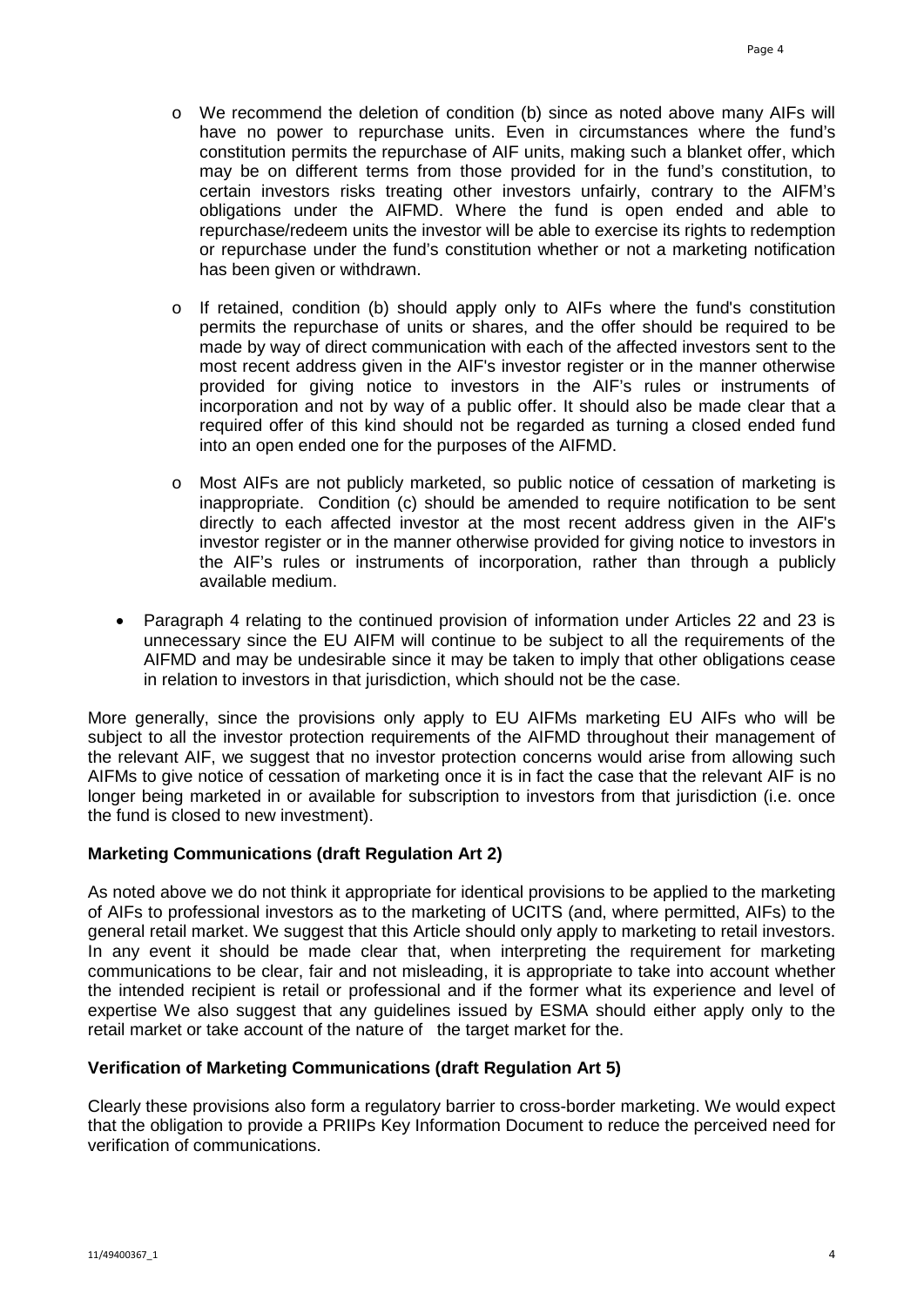- We recommend the deletion of condition (b) since as noted above many AIFs will have no power to repurchase units. Even in circumstances where the fund's constitution permits the repurchase of AIF units, making such a blanket offer, which may be on different terms from those provided for in the fund's constitution, to certain investors risks treating other investors unfairly, contrary to the AIFM's obligations under the AIFMD. Where the fund is open ended and able to repurchase/redeem units the investor will be able to exercise its rights to redemption or repurchase under the fund's constitution whether or not a marketing notification has been given or withdrawn.

- If retained, condition (b) should apply only to AIFs where the fund's constitution permits the repurchase of units or shares, and the offer should be required to be made by way of direct communication with each of the affected investors sent to the most recent address given in the AIF's investor register or in the manner otherwise provided for giving notice to investors in the AIF's rules or instruments of incorporation and not by way of a public offer. It should also be made clear that a required offer of this kind should not be regarded as turning a closed ended fund into an open ended one for the purposes of the AIFMD.

- Most AIFs are not publicly marketed, so public notice of cessation of marketing is inappropriate. Condition (c) should be amended to require notification to be sent directly to each affected investor at the most recent address given in the AIF's investor register or in the manner otherwise provided for giving notice to investors in the AIF's rules or instruments of incorporation, rather than through a publicly available medium.

- Paragraph 4 relating to the continued provision of information under Articles 22 and 23 is unnecessary since the EU AIFM will continue to be subject to all the requirements of the AIFMD and may be undesirable since it may be taken to imply that other obligations cease in relation to investors in that jurisdiction, which should not be the case.

More generally, since the provisions only apply to EU AIFMs marketing EU AIFs who will be subject to all the investor protection requirements of the AIFMD throughout their management of the relevant AIF, we suggest that no investor protection concerns would arise from allowing such AIFMs to give notice of cessation of marketing once it is in fact the case that the relevant AIF is no longer being marketed in or available for subscription to investors from that jurisdiction (i.e. once the fund is closed to new investment).

**Marketing Communications (draft Regulation Art 2)**

As noted above we do not think it appropriate for identical provisions to be applied to the marketing of AIFs to professional investors as to the marketing of UCITS (and, where permitted, AIFs) to the general retail market. We suggest that this Article should only apply to marketing to retail investors. In any event it should be made clear that, when interpreting the requirement for marketing communications to be clear, fair and not misleading, it is appropriate to take into account whether the intended recipient is retail or professional and if the former what its experience and level of expertise We also suggest that any guidelines issued by ESMA should either apply only to the retail market or take account of the nature of the target market for the.

**Verification of Marketing Communications (draft Regulation Art 5)**

Clearly these provisions also form a regulatory barrier to cross-border marketing. We would expect that the obligation to provide a PRIIPs Key Information Document to reduce the perceived need for verification of communications.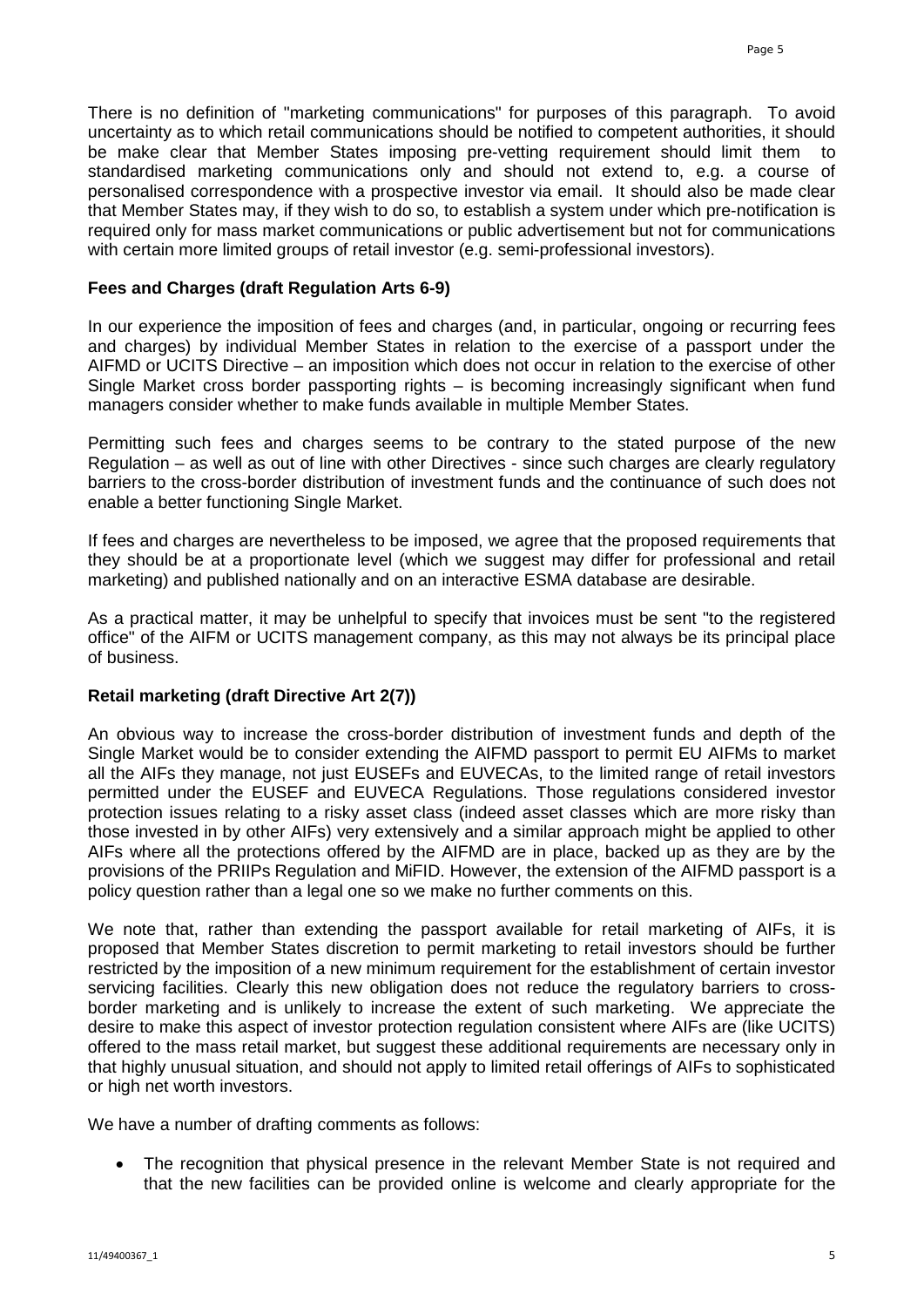There is no definition of "marketing communications" for purposes of this paragraph. To avoid uncertainty as to which retail communications should be notified to competent authorities, it should be make clear that Member States imposing pre-vetting requirement should limit them to standardised marketing communications only and should not extend to, e.g. a course of personalised correspondence with a prospective investor via email. It should also be made clear that Member States may, if they wish to do so, to establish a system under which pre-notification is required only for mass market communications or public advertisement but not for communications with certain more limited groups of retail investor (e.g. semi-professional investors).

**Fees and Charges (draft Regulation Arts 6-9)**

In our experience the imposition of fees and charges (and, in particular, ongoing or recurring fees and charges) by individual Member States in relation to the exercise of a passport under the AIFMD or UCITS Directive – an imposition which does not occur in relation to the exercise of other Single Market cross border passporting rights – is becoming increasingly significant when fund managers consider whether to make funds available in multiple Member States.

Permitting such fees and charges seems to be contrary to the stated purpose of the new Regulation – as well as out of line with other Directives - since such charges are clearly regulatory barriers to the cross-border distribution of investment funds and the continuance of such does not enable a better functioning Single Market.

If fees and charges are nevertheless to be imposed, we agree that the proposed requirements that they should be at a proportionate level (which we suggest may differ for professional and retail marketing) and published nationally and on an interactive ESMA database are desirable.

As a practical matter, it may be unhelpful to specify that invoices must be sent "to the registered office" of the AIFM or UCITS management company, as this may not always be its principal place of business.

**Retail marketing (draft Directive Art 2(7))**

An obvious way to increase the cross-border distribution of investment funds and depth of the Single Market would be to consider extending the AIFMD passport to permit EU AIFMs to market all the AIFs they manage, not just EUSEFs and EUVECAs, to the limited range of retail investors permitted under the EUSEF and EUVECA Regulations. Those regulations considered investor protection issues relating to a risky asset class (indeed asset classes which are more risky than those invested in by other AIFs) very extensively and a similar approach might be applied to other AIFs where all the protections offered by the AIFMD are in place, backed up as they are by the provisions of the PRIIPs Regulation and MiFID. However, the extension of the AIFMD passport is a policy question rather than a legal one so we make no further comments on this.

We note that, rather than extending the passport available for retail marketing of AIFs, it is proposed that Member States discretion to permit marketing to retail investors should be further restricted by the imposition of a new minimum requirement for the establishment of certain investor servicing facilities. Clearly this new obligation does not reduce the regulatory barriers to cross-border marketing and is unlikely to increase the extent of such marketing. We appreciate the desire to make this aspect of investor protection regulation consistent where AIFs are (like UCITS) offered to the mass retail market, but suggest these additional requirements are necessary only in that highly unusual situation, and should not apply to limited retail offerings of AIFs to sophisticated or high net worth investors.

We have a number of drafting comments as follows:

- The recognition that physical presence in the relevant Member State is not required and that the new facilities can be provided online is welcome and clearly appropriate for the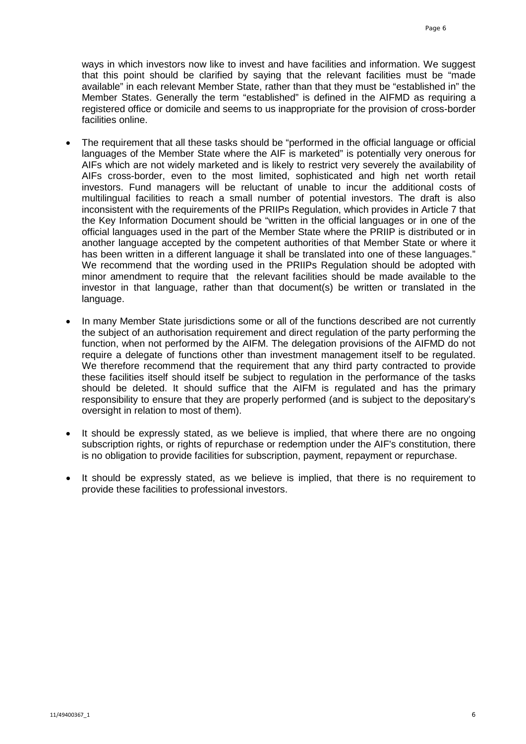ways in which investors now like to invest and have facilities and information. We suggest that this point should be clarified by saying that the relevant facilities must be "made available" in each relevant Member State, rather than that they must be "established in" the Member States. Generally the term "established" is defined in the AIFMD as requiring a registered office or domicile and seems to us inappropriate for the provision of cross-border facilities online.

- The requirement that all these tasks should be "performed in the official language or official languages of the Member State where the AIF is marketed" is potentially very onerous for AIFs which are not widely marketed and is likely to restrict very severely the availability of AIFs cross-border, even to the most limited, sophisticated and high net worth retail investors. Fund managers will be reluctant of unable to incur the additional costs of multilingual facilities to reach a small number of potential investors. The draft is also inconsistent with the requirements of the PRIIPs Regulation, which provides in Article 7 that the Key Information Document should be "written in the official languages or in one of the official languages used in the part of the Member State where the PRIIP is distributed or in another language accepted by the competent authorities of that Member State or where it has been written in a different language it shall be translated into one of these languages." We recommend that the wording used in the PRIIPs Regulation should be adopted with minor amendment to require that the relevant facilities should be made available to the investor in that language, rather than that document(s) be written or translated in the language.

- In many Member State jurisdictions some or all of the functions described are not currently the subject of an authorisation requirement and direct regulation of the party performing the function, when not performed by the AIFM. The delegation provisions of the AIFMD do not require a delegate of functions other than investment management itself to be regulated. We therefore recommend that the requirement that any third party contracted to provide these facilities itself should itself be subject to regulation in the performance of the tasks should be deleted. It should suffice that the AIFM is regulated and has the primary responsibility to ensure that they are properly performed (and is subject to the depositary's oversight in relation to most of them).

- It should be expressly stated, as we believe is implied, that where there are no ongoing subscription rights, or rights of repurchase or redemption under the AIF's constitution, there is no obligation to provide facilities for subscription, payment, repayment or repurchase.

- It should be expressly stated, as we believe is implied, that there is no requirement to provide these facilities to professional investors.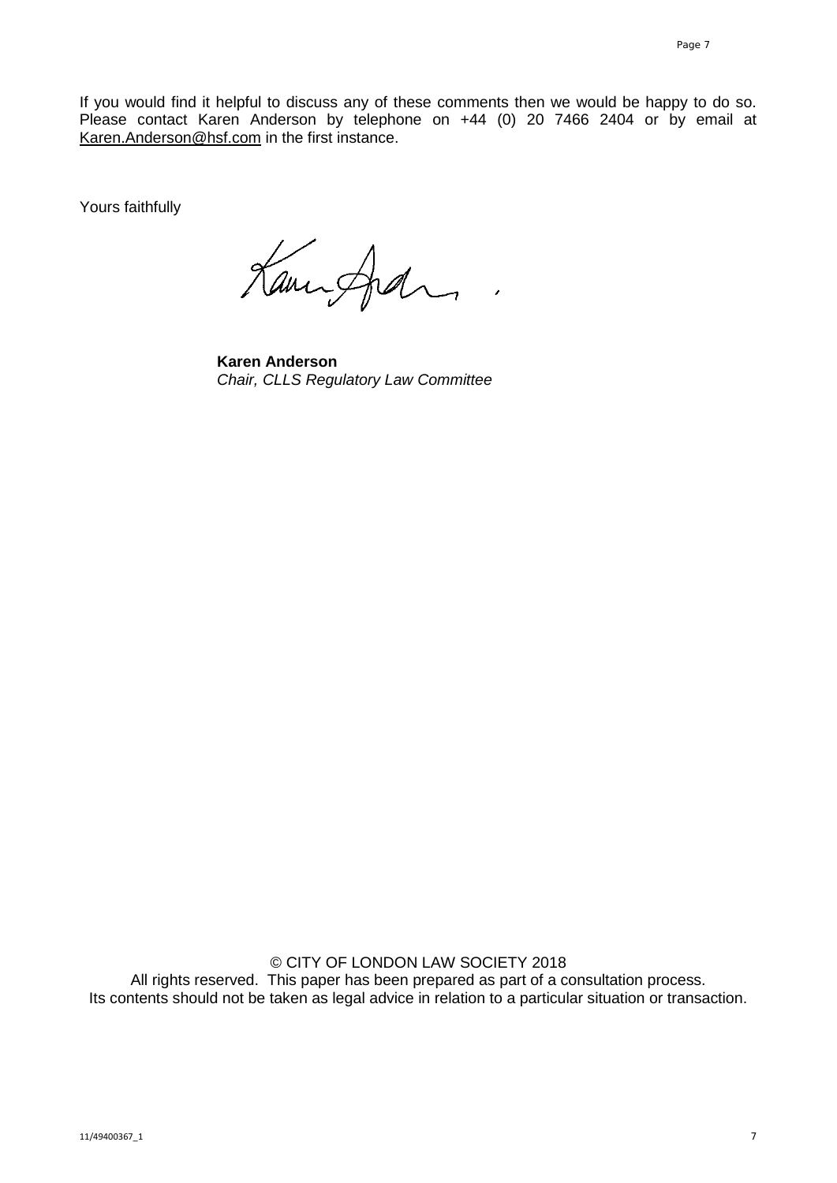If you would find it helpful to discuss any of these comments then we would be happy to do so. Please contact Karen Anderson by telephone on +44 (0) 20 7466 2404 or by email at Karen.Anderson@hsf.com in the first instance.

Yours faithfully

**Karen Anderson**
*Chair, CLLS Regulatory Law Committee*

© CITY OF LONDON LAW SOCIETY 2018
All rights reserved. This paper has been prepared as part of a consultation process.
Its contents should not be taken as legal advice in relation to a particular situation or transaction.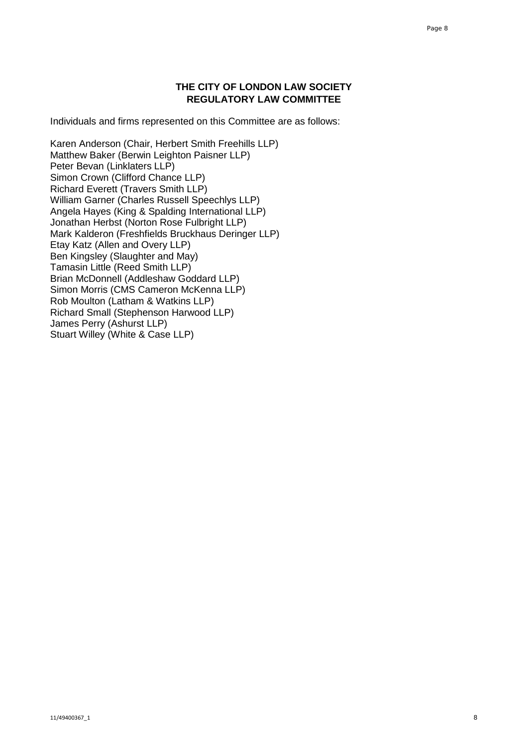**THE CITY OF LONDON LAW SOCIETY**
**REGULATORY LAW COMMITTEE**

Individuals and firms represented on this Committee are as follows:

Karen Anderson (Chair, Herbert Smith Freehills LLP)
Matthew Baker (Berwin Leighton Paisner LLP)
Peter Bevan (Linklaters LLP)
Simon Crown (Clifford Chance LLP)
Richard Everett (Travers Smith LLP)
William Garner (Charles Russell Speechlys LLP)
Angela Hayes (King & Spalding International LLP)
Jonathan Herbst (Norton Rose Fulbright LLP)
Mark Kalderon (Freshfields Bruckhaus Deringer LLP)
Etay Katz (Allen and Overy LLP)
Ben Kingsley (Slaughter and May)
Tamasin Little (Reed Smith LLP)
Brian McDonnell (Addleshaw Goddard LLP)
Simon Morris (CMS Cameron McKenna LLP)
Rob Moulton (Latham & Watkins LLP)
Richard Small (Stephenson Harwood LLP)
James Perry (Ashurst LLP)
Stuart Willey (White & Case LLP)

11/49400367_1